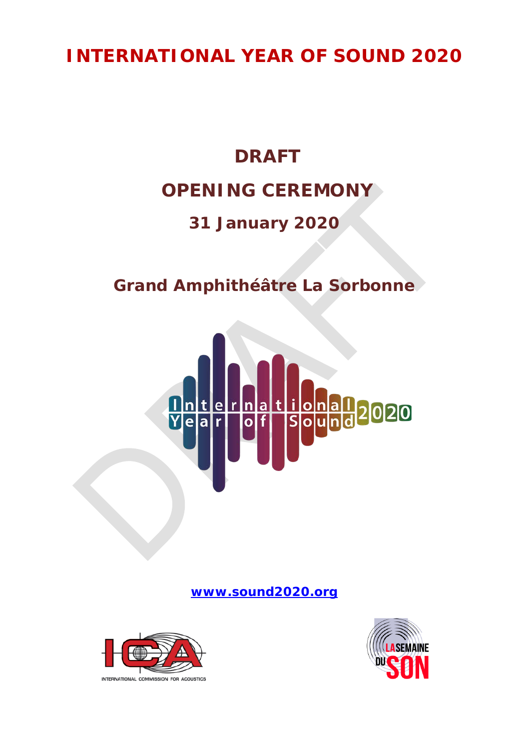# INTERNATIONAL YEAR OF SOUND 2020

## DRAFT

## OPENING CEREMONY

### 31 January 2020

### Grand Amphithéâtre La Sorbonne

[www.sound2020.org](http://www.sound2020.org)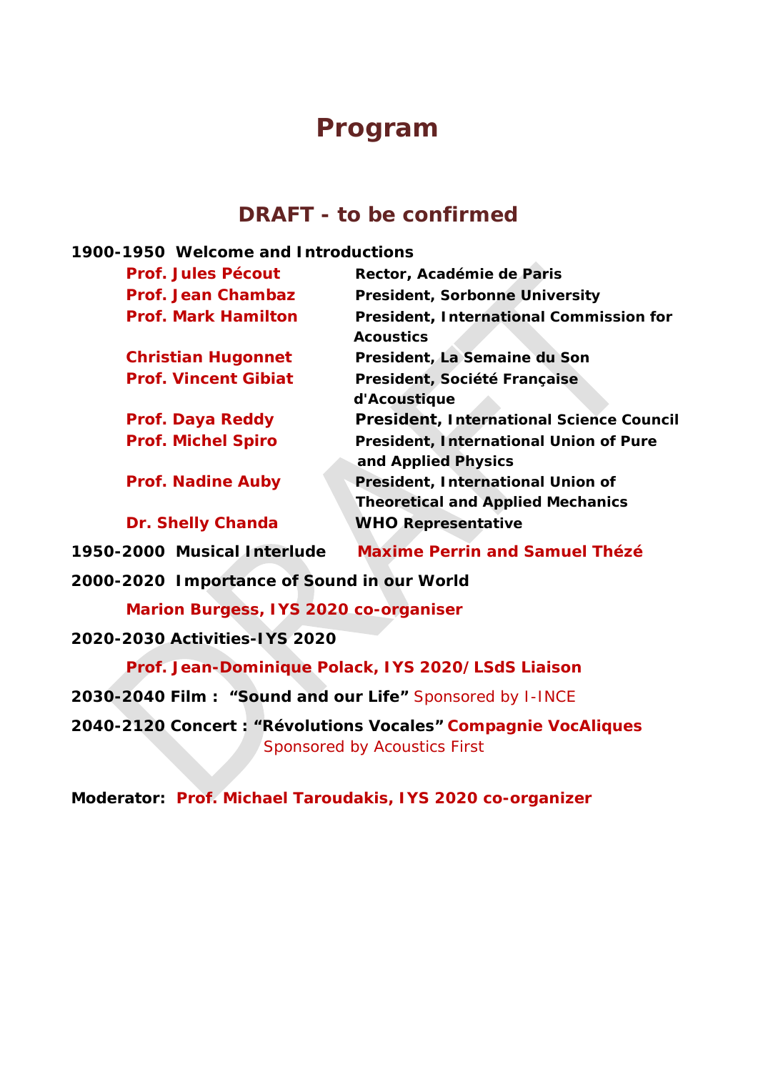# Program

## DRAFT - to be confirmed

**1900-1950 Welcome and Introductions**

| | |
|---|---|
| **Prof. Jules Pécout** | **Rector, Académie de Paris** |
| **Prof. Jean Chambaz** | **President, Sorbonne University** |
| **Prof. Mark Hamilton** | **President, International Commission for Acoustics** |
| **Christian Hugonnet** | **President, La Semaine du Son** |
| **Prof. Vincent Gibiat** | **President, Société Française d'Acoustique** |
| **Prof. Daya Reddy** | **President, International Science Council** |
| **Prof. Michel Spiro** | **President, International Union of Pure and Applied Physics** |
| **Prof. Nadine Auby** | **President, International Union of Theoretical and Applied Mechanics** |
| **Dr. Shelly Chanda** | **WHO Representative** |

**1950-2000 Musical Interlude** **Maxime Perrin and Samuel Thézé**

**2000-2020 Importance of Sound in our World**

**Marion Burgess, IYS 2020 co-organiser**

**2020-2030 Activities-IYS 2020**

**Prof. Jean-Dominique Polack, IYS 2020/LSdS Liaison**

**2030-2040 Film : "Sound and our Life"** Sponsored by I-INCE

**2040-2120 Concert : "Révolutions Vocales"** **Compagnie VocAliques**
Sponsored by Acoustics First

**Moderator:** **Prof. Michael Taroudakis, IYS 2020 co-organizer**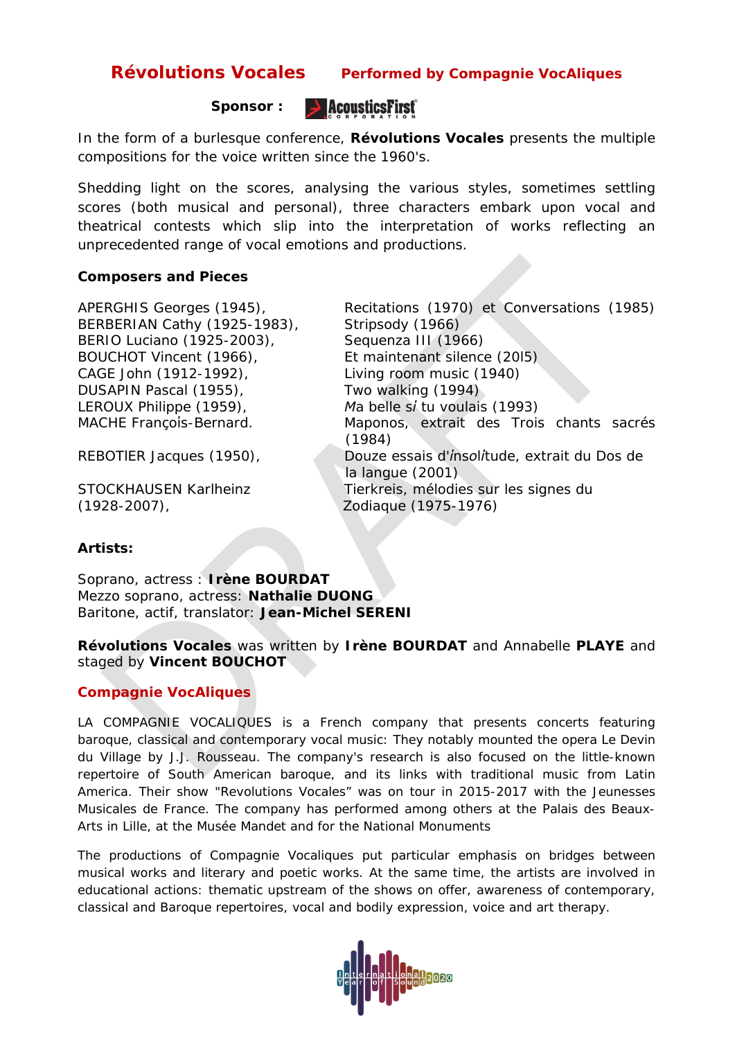# Révolutions Vocales    Performed by Compagnie VocAliques

**Sponsor :** AcousticsFirst Corporation

In the form of a burlesque conference, **Révolutions Vocales** presents the multiple compositions for the voice written since the 1960's.

Shedding light on the scores, analysing the various styles, sometimes settling scores (both musical and personal), three characters embark upon vocal and theatrical contests which slip into the interpretation of works reflecting an unprecedented range of vocal emotions and productions.

**Composers and Pieces**

| | |
|---|---|
| APERGHIS Georges (1945), | Recitations (1970) et Conversations (1985) |
| BERBERIAN Cathy (1925-1983), | Stripsody (1966) |
| BERIO Luciano (1925-2003), | Sequenza III (1966) |
| BOUCHOT Vincent (1966), | Et maintenant silence (20l5) |
| CAGE John (1912-1992), | Living room music (1940) |
| DUSAPIN Pascal (1955), | Two walking (1994) |
| LEROUX Philippe (1959), | *Ma* belle *si* tu voulais (1993) |
| MACHE François-Bernard. | Maponos, extrait des Trois chants sacrés (1984) |
| REBOTIER Jacques (1950), | Douze essais d'*insoli*tude, extrait du Dos de la langue (2001) |
| STOCKHAUSEN Karlheinz (1928-2007), | Tierkreis, mélodies sur les signes du Zodiaque (1975-1976) |

**Artists:**

Soprano, actress : **Irène BOURDAT**
Mezzo soprano, actress: **Nathalie DUONG**
Baritone, actif, translator: **Jean-Michel SERENI**

**Révolutions Vocales** was written by **Irène BOURDAT** and Annabelle **PLAYE** and staged by **Vincent BOUCHOT**

## Compagnie VocAliques

LA COMPAGNIE VOCALIQUES is a French company that presents concerts featuring baroque, classical and contemporary vocal music: They notably mounted the opera Le Devin du Village by J.J. Rousseau. The company's research is also focused on the little-known repertoire of South American baroque, and its links with traditional music from Latin America. Their show "Revolutions Vocales" was on tour in 2015-2017 with the Jeunesses Musicales de France. The company has performed among others at the Palais des Beaux-Arts in Lille, at the Musée Mandet and for the National Monuments

The productions of Compagnie Vocaliques put particular emphasis on bridges between musical works and literary and poetic works. At the same time, the artists are involved in educational actions: thematic upstream of the shows on offer, awareness of contemporary, classical and Baroque repertoires, vocal and bodily expression, voice and art therapy.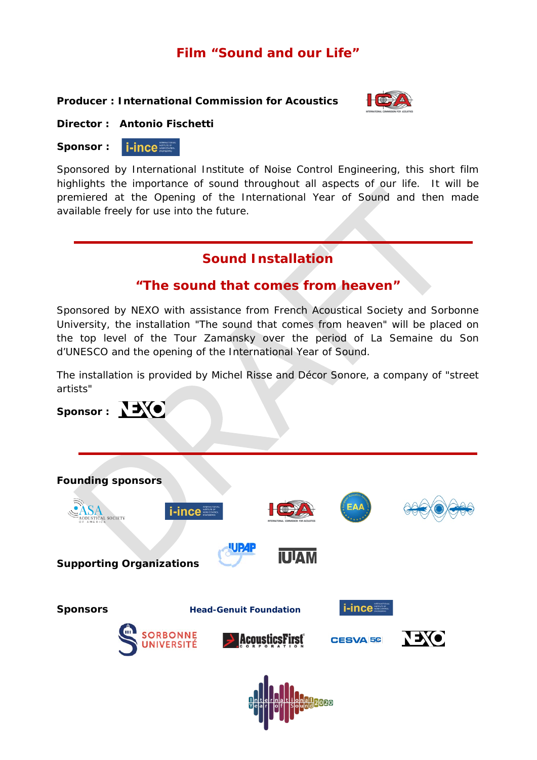## Film "Sound and our Life"

**Producer : International Commission for Acoustics**

**Director : Antonio Fischetti**

**Sponsor :**

Sponsored by International Institute of Noise Control Engineering, this short film highlights the importance of sound throughout all aspects of our life. It will be premiered at the Opening of the International Year of Sound and then made available freely for use into the future.

---

## Sound Installation

## "The sound that comes from heaven"

Sponsored by NEXO with assistance from French Acoustical Society and Sorbonne University, the installation "The sound that comes from heaven" will be placed on the top level of the Tour Zamansky over the period of La Semaine du Son d'UNESCO and the opening of the International Year of Sound.

The installation is provided by Michel Risse and Décor Sonore, a company of "street artists"

**Sponsor :**

---

**Founding sponsors**

**Supporting Organizations**

**Sponsors**

**Head-Genuit Foundation**